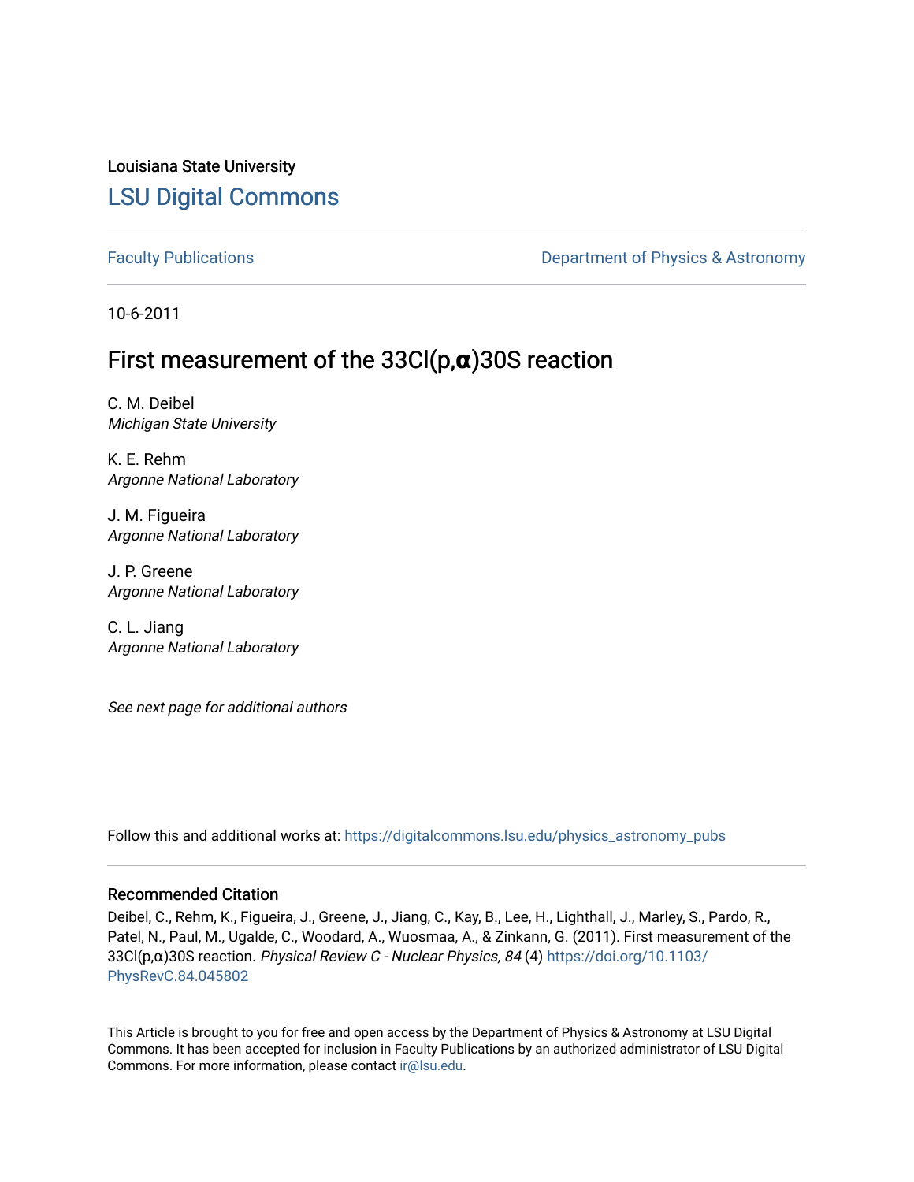Louisiana State University

# LSU Digital Commons

Faculty Publications

Department of Physics & Astronomy

10-6-2011

## First measurement of the 33Cl(p,α)30S reaction

C. M. Deibel
*Michigan State University*

K. E. Rehm
*Argonne National Laboratory*

J. M. Figueira
*Argonne National Laboratory*

J. P. Greene
*Argonne National Laboratory*

C. L. Jiang
*Argonne National Laboratory*

*See next page for additional authors*

Follow this and additional works at: https://digitalcommons.lsu.edu/physics_astronomy_pubs

### Recommended Citation

Deibel, C., Rehm, K., Figueira, J., Greene, J., Jiang, C., Kay, B., Lee, H., Lighthall, J., Marley, S., Pardo, R., Patel, N., Paul, M., Ugalde, C., Woodard, A., Wuosmaa, A., & Zinkann, G. (2011). First measurement of the 33Cl(p,α)30S reaction. *Physical Review C - Nuclear Physics, 84* (4) https://doi.org/10.1103/PhysRevC.84.045802

This Article is brought to you for free and open access by the Department of Physics & Astronomy at LSU Digital Commons. It has been accepted for inclusion in Faculty Publications by an authorized administrator of LSU Digital Commons. For more information, please contact ir@lsu.edu.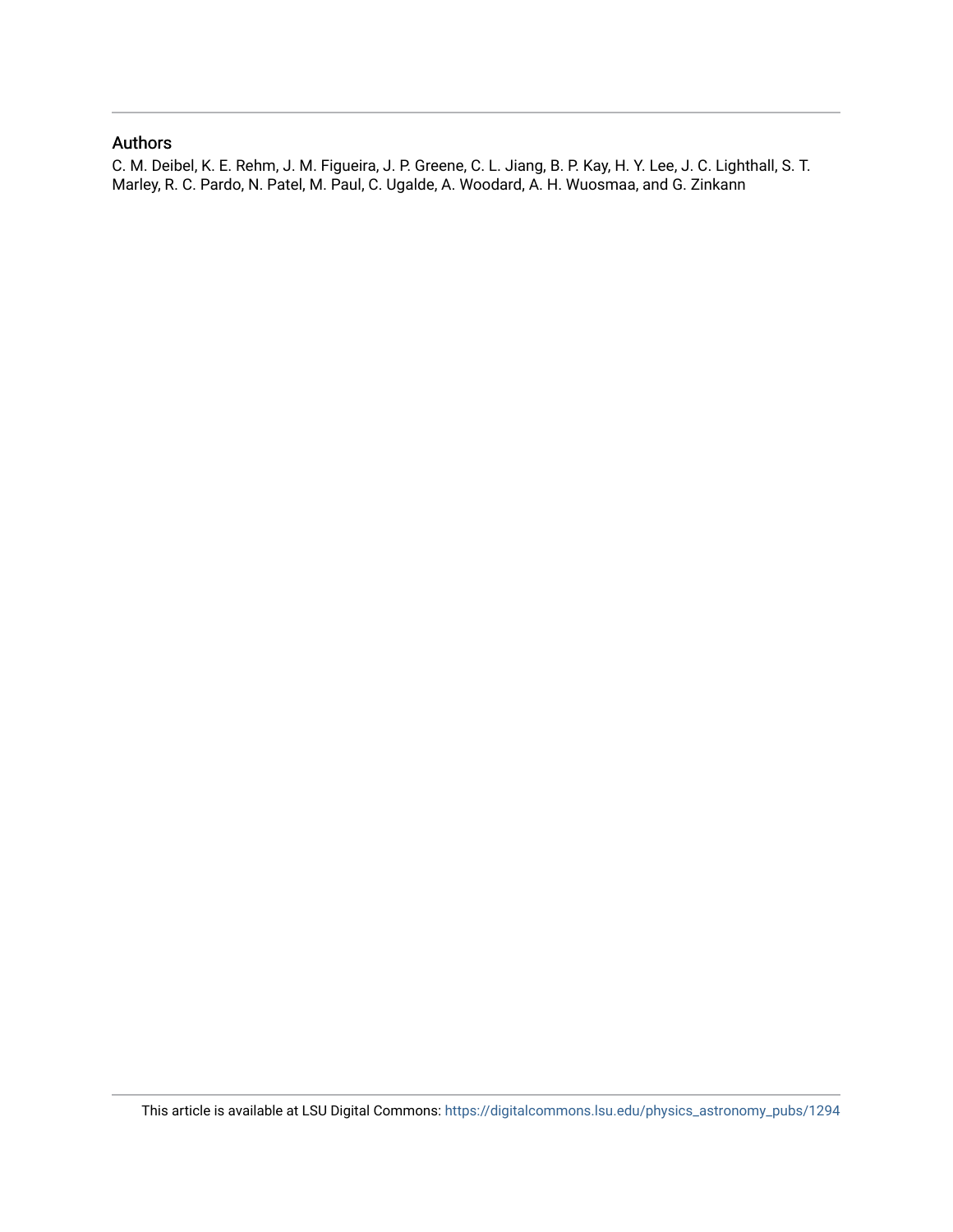## Authors

C. M. Deibel, K. E. Rehm, J. M. Figueira, J. P. Greene, C. L. Jiang, B. P. Kay, H. Y. Lee, J. C. Lighthall, S. T. Marley, R. C. Pardo, N. Patel, M. Paul, C. Ugalde, A. Woodard, A. H. Wuosmaa, and G. Zinkann

This article is available at LSU Digital Commons: https://digitalcommons.lsu.edu/physics_astronomy_pubs/1294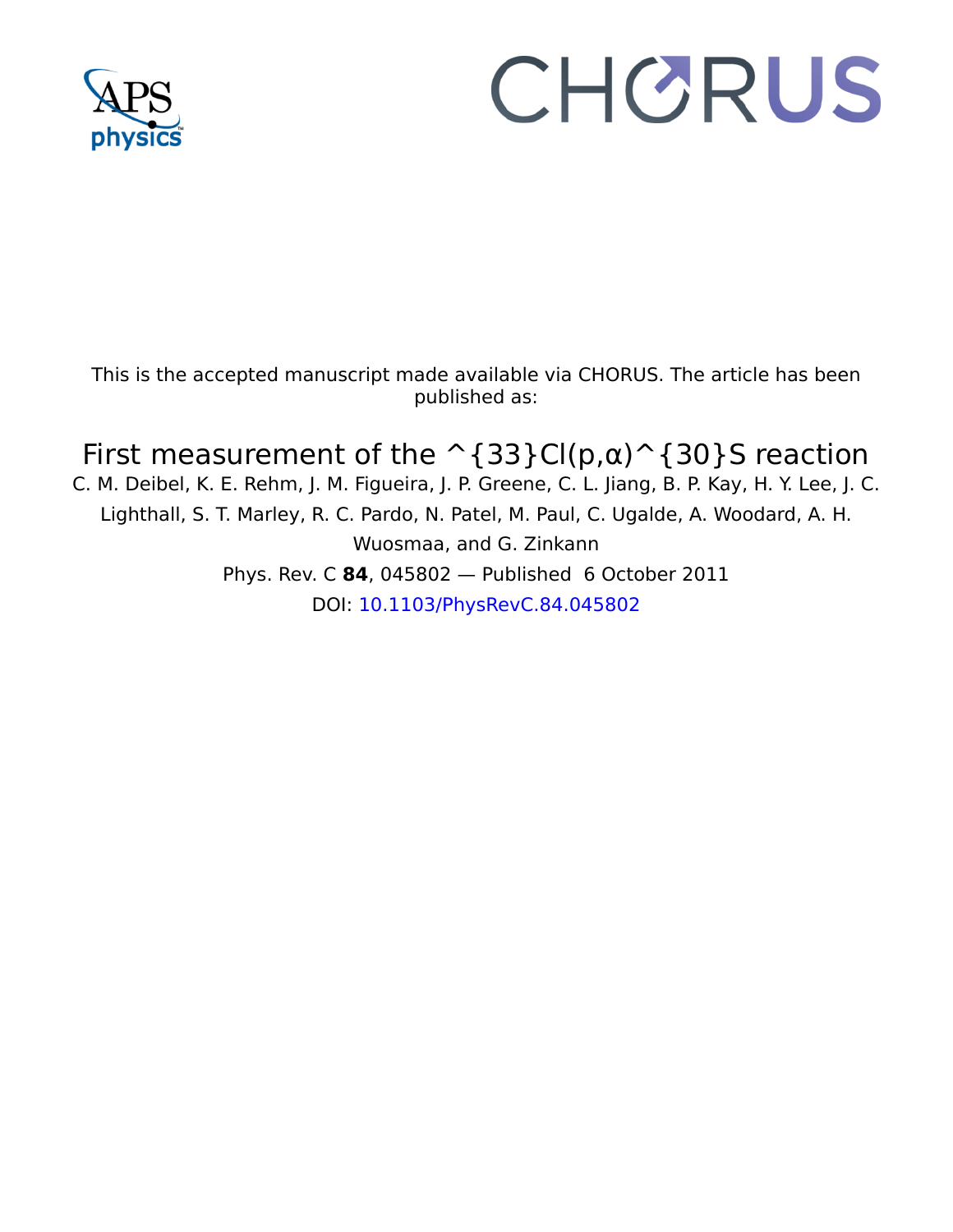This is the accepted manuscript made available via CHORUS. The article has been published as:

# First measurement of the ^{33}Cl(p,α)^{30}S reaction

C. M. Deibel, K. E. Rehm, J. M. Figueira, J. P. Greene, C. L. Jiang, B. P. Kay, H. Y. Lee, J. C. Lighthall, S. T. Marley, R. C. Pardo, N. Patel, M. Paul, C. Ugalde, A. Woodard, A. H. Wuosmaa, and G. Zinkann

Phys. Rev. C **84**, 045802 — Published 6 October 2011

DOI: 10.1103/PhysRevC.84.045802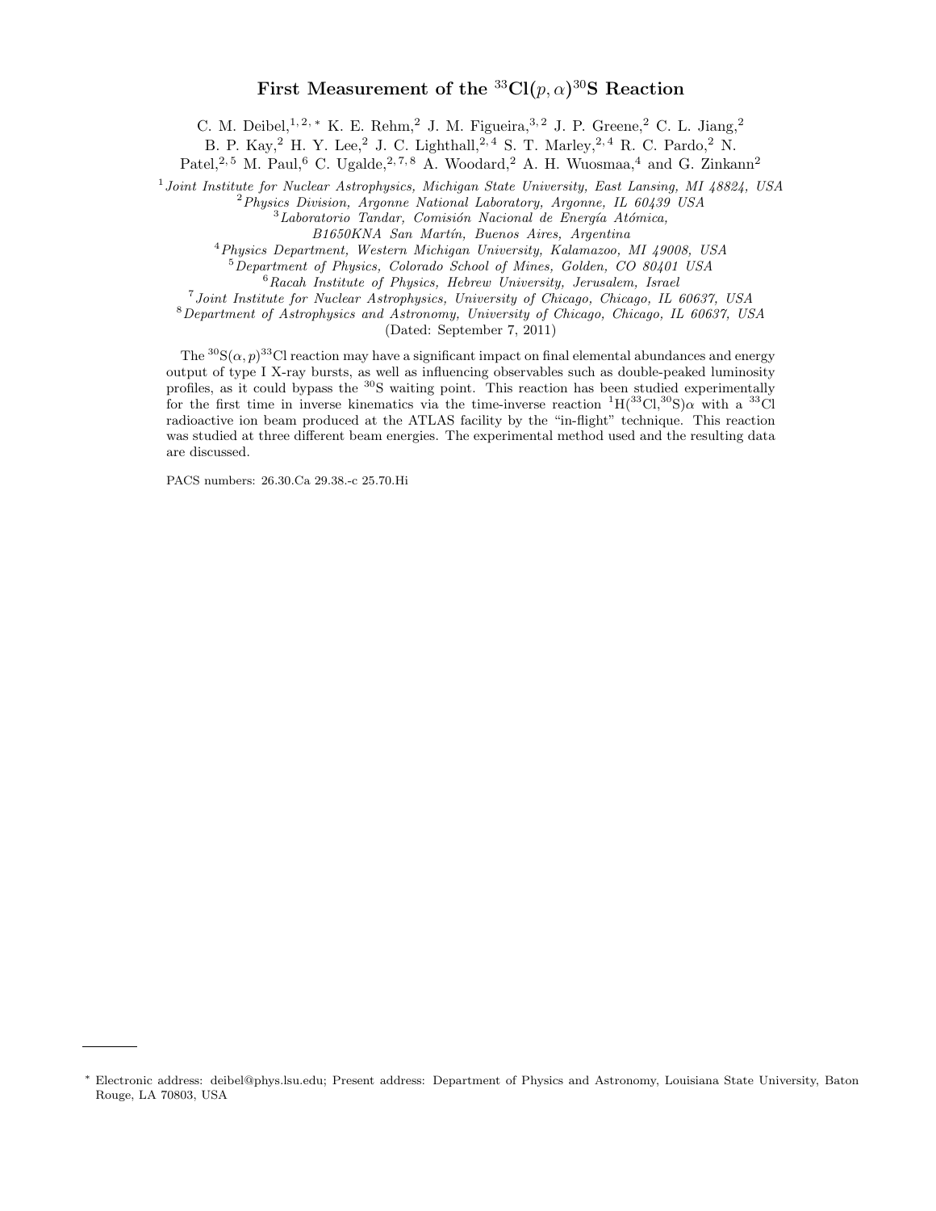# First Measurement of the $^{33}$Cl$(p, \alpha)^{30}$S Reaction

C. M. Deibel,[1,2,*] K. E. Rehm,[2] J. M. Figueira,[3,2] J. P. Greene,[2] C. L. Jiang,[2] B. P. Kay,[2] H. Y. Lee,[2] J. C. Lighthall,[2,4] S. T. Marley,[2,4] R. C. Pardo,[2] N. Patel,[2,5] M. Paul,[6] C. Ugalde,[2,7,8] A. Woodard,[2] A. H. Wuosmaa,[4] and G. Zinkann[2]

[1] *Joint Institute for Nuclear Astrophysics, Michigan State University, East Lansing, MI 48824, USA*
[2] *Physics Division, Argonne National Laboratory, Argonne, IL 60439 USA*
[3] *Laboratorio Tandar, Comisión Nacional de Energía Atómica, B1650KNA San Martín, Buenos Aires, Argentina*
[4] *Physics Department, Western Michigan University, Kalamazoo, MI 49008, USA*
[5] *Department of Physics, Colorado School of Mines, Golden, CO 80401 USA*
[6] *Racah Institute of Physics, Hebrew University, Jerusalem, Israel*
[7] *Joint Institute for Nuclear Astrophysics, University of Chicago, Chicago, IL 60637, USA*
[8] *Department of Astrophysics and Astronomy, University of Chicago, Chicago, IL 60637, USA*

(Dated: September 7, 2011)

The $^{30}$S$(\alpha, p)^{33}$Cl reaction may have a significant impact on final elemental abundances and energy output of type I X-ray bursts, as well as influencing observables such as double-peaked luminosity profiles, as it could bypass the $^{30}$S waiting point. This reaction has been studied experimentally for the first time in inverse kinematics via the time-inverse reaction $^{1}$H($^{33}$Cl,$^{30}$S)$\alpha$ with a $^{33}$Cl radioactive ion beam produced at the ATLAS facility by the "in-flight" technique. This reaction was studied at three different beam energies. The experimental method used and the resulting data are discussed.

PACS numbers: 26.30.Ca 29.38.-c 25.70.Hi

---

* Electronic address: deibel@phys.lsu.edu; Present address: Department of Physics and Astronomy, Louisiana State University, Baton Rouge, LA 70803, USA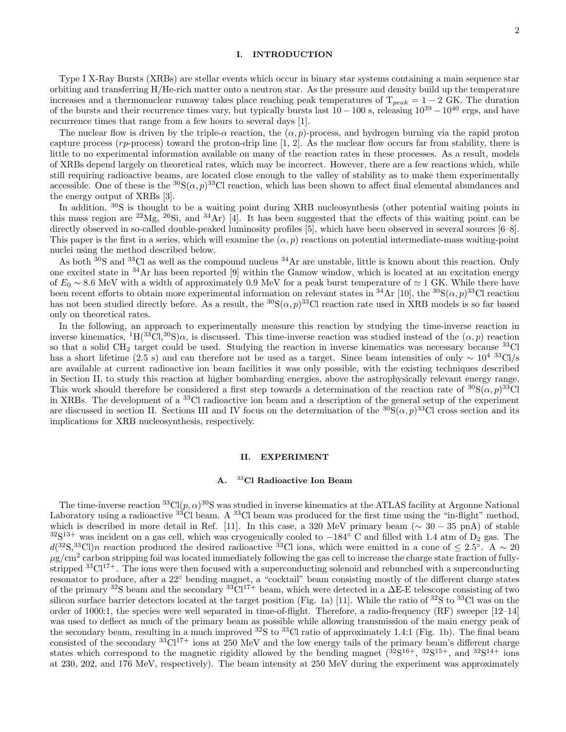## I. INTRODUCTION

Type I X-Ray Bursts (XRBs) are stellar events which occur in binary star systems containing a main sequence star orbiting and transferring H/He-rich matter onto a neutron star. As the pressure and density build up the temperature increases and a thermonuclear runaway takes place reaching peak temperatures of $T_{peak} = 1-2$ GK. The duration of the bursts and their recurrence times vary, but typically bursts last $10-100$ s, releasing $10^{39}-10^{40}$ ergs, and have recurrence times that range from a few hours to several days [1].

The nuclear flow is driven by the triple-$\alpha$ reaction, the $(\alpha,p)$-process, and hydrogen burning via the rapid proton capture process (*rp*-process) toward the proton-drip line [1, 2]. As the nuclear flow occurs far from stability, there is little to no experimental information available on many of the reaction rates in these processes. As a result, models of XRBs depend largely on theoretical rates, which may be incorrect. However, there are a few reactions which, while still requiring radioactive beams, are located close enough to the valley of stability as to make them experimentally accessible. One of these is the $^{30}$S$(\alpha,p)^{33}$Cl reaction, which has been shown to affect final elemental abundances and the energy output of XRBs [3].

In addition, $^{30}$S is thought to be a waiting point during XRB nucleosynthesis (other potential waiting points in this mass region are $^{22}$Mg, $^{26}$Si, and $^{34}$Ar) [4]. It has been suggested that the effects of this waiting point can be directly observed in so-called double-peaked luminosity profiles [5], which have been observed in several sources [6–8]. This paper is the first in a series, which will examine the $(\alpha,p)$ reactions on potential intermediate-mass waiting-point nuclei using the method described below.

As both $^{30}$S and $^{33}$Cl as well as the compound nucleus $^{34}$Ar are unstable, little is known about this reaction. Only one excited state in $^{34}$Ar has been reported [9] within the Gamow window, which is located at an excitation energy of $E_0 \sim 8.6$ MeV with a width of approximately 0.9 MeV for a peak burst temperature of $\simeq 1$ GK. While there have been recent efforts to obtain more experimental information on relevant states in $^{34}$Ar [10], the $^{30}$S$(\alpha,p)^{33}$Cl reaction has not been studied directly before. As a result, the $^{30}$S$(\alpha,p)^{33}$Cl reaction rate used in XRB models is so far based only on theoretical rates.

In the following, an approach to experimentally measure this reaction by studying the time-inverse reaction in inverse kinematics, $^{1}$H($^{33}$Cl,$^{30}$S)$\alpha$, is discussed. This time-inverse reaction was studied instead of the $(\alpha,p)$ reaction so that a solid $CH_2$ target could be used. Studying the reaction in inverse kinematics was necessary because $^{33}$Cl has a short lifetime (2.5 s) and can therefore not be used as a target. Since beam intensities of only $\sim 10^4$ $^{33}$Cl/s are available at current radioactive ion beam facilities it was only possible, with the existing techniques described in Section II, to study this reaction at higher bombarding energies, above the astrophysically relevant energy range. This work should therefore be considered a first step towards a determination of the reaction rate of $^{30}$S$(\alpha,p)^{33}$Cl in XRBs. The development of a $^{33}$Cl radioactive ion beam and a description of the general setup of the experiment are discussed in section II. Sections III and IV focus on the determination of the $^{30}$S$(\alpha,p)^{33}$Cl cross section and its implications for XRB nucleosynthesis, respectively.

## II. EXPERIMENT

### A. $^{33}$Cl Radioactive Ion Beam

The time-inverse reaction $^{33}$Cl$(p,\alpha)^{30}$S was studied in inverse kinematics at the ATLAS facility at Argonne National Laboratory using a radioactive $^{33}$Cl beam. A $^{33}$Cl beam was produced for the first time using the "in-flight" method, which is described in more detail in Ref. [11]. In this case, a 320 MeV primary beam ($\sim 30-35$ pnA) of stable $^{32}$S$^{13+}$ was incident on a gas cell, which was cryogenically cooled to $-184°$ C and filled with 1.4 atm of $D_2$ gas. The $d(^{32}$S,$^{33}$Cl$)n$ reaction produced the desired radioactive $^{33}$Cl ions, which were emitted in a cone of $\leq 2.5°$. A $\sim 20$ $\mu$g/cm$^2$ carbon stripping foil was located immediately following the gas cell to increase the charge state fraction of fully-stripped $^{33}$Cl$^{17+}$. The ions were then focused with a superconducting solenoid and rebunched with a superconducting resonator to produce, after a 22° bending magnet, a "cocktail" beam consisting mostly of the different charge states of the primary $^{32}$S beam and the secondary $^{33}$Cl$^{17+}$ beam, which were detected in a $\Delta$E-E telescope consisting of two silicon surface barrier detectors located at the target position (Fig. 1a) [11]. While the ratio of $^{32}$S to $^{33}$Cl was on the order of 1000:1, the species were well separated in time-of-flight. Therefore, a radio-frequency (RF) sweeper [12–14] was used to deflect as much of the primary beam as possible while allowing transmission of the main energy peak of the secondary beam, resulting in a much improved $^{32}$S to $^{33}$Cl ratio of approximately 1.4:1 (Fig. 1b). The final beam consisted of the secondary $^{33}$Cl$^{17+}$ ions at 250 MeV and the low energy tails of the primary beam's different charge states which correspond to the magnetic rigidity allowed by the bending magnet ($^{32}$S$^{16+}$, $^{32}$S$^{15+}$, and $^{32}$S$^{14+}$ ions at 230, 202, and 176 MeV, respectively). The beam intensity at 250 MeV during the experiment was approximately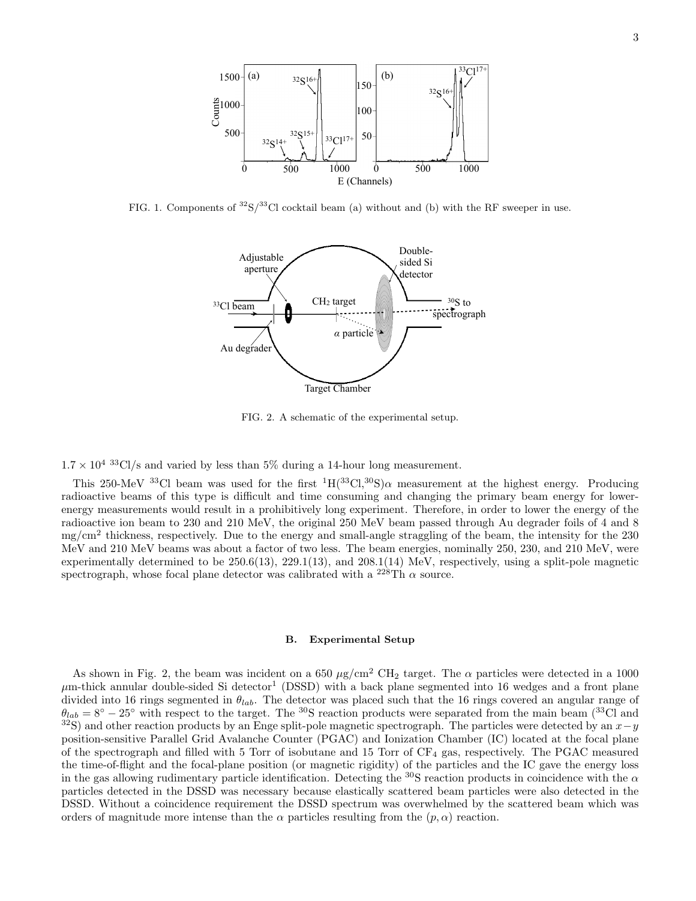FIG. 1. Components of $^{32}$S/$^{33}$Cl cocktail beam (a) without and (b) with the RF sweeper in use.

FIG. 2. A schematic of the experimental setup.

$1.7 \times 10^4$ $^{33}$Cl/s and varied by less than 5% during a 14-hour long measurement.

This 250-MeV $^{33}$Cl beam was used for the first $^1$H($^{33}$Cl,$^{30}$S)$\alpha$ measurement at the highest energy. Producing radioactive beams of this type is difficult and time consuming and changing the primary beam energy for lower-energy measurements would result in a prohibitively long experiment. Therefore, in order to lower the energy of the radioactive ion beam to 230 and 210 MeV, the original 250 MeV beam passed through Au degrader foils of 4 and 8 mg/cm$^2$ thickness, respectively. Due to the energy and small-angle straggling of the beam, the intensity for the 230 MeV and 210 MeV beams was about a factor of two less. The beam energies, nominally 250, 230, and 210 MeV, were experimentally determined to be 250.6(13), 229.1(13), and 208.1(14) MeV, respectively, using a split-pole magnetic spectrograph, whose focal plane detector was calibrated with a $^{228}$Th $\alpha$ source.

### B. Experimental Setup

As shown in Fig. 2, the beam was incident on a 650 $\mu$g/cm$^2$ $CH_2$ target. The $\alpha$ particles were detected in a 1000 $\mu$m-thick annular double-sided Si detector[1] (DSSD) with a back plane segmented into 16 wedges and a front plane divided into 16 rings segmented in $\theta_{lab}$. The detector was placed such that the 16 rings covered an angular range of $\theta_{lab} = 8^\circ - 25^\circ$ with respect to the target. The $^{30}$S reaction products were separated from the main beam ($^{33}$Cl and $^{32}$S) and other reaction products by an Enge split-pole magnetic spectrograph. The particles were detected by an $x-y$ position-sensitive Parallel Grid Avalanche Counter (PGAC) and Ionization Chamber (IC) located at the focal plane of the spectrograph and filled with 5 Torr of isobutane and 15 Torr of $CF_4$ gas, respectively. The PGAC measured the time-of-flight and the focal-plane position (or magnetic rigidity) of the particles and the IC gave the energy loss in the gas allowing rudimentary particle identification. Detecting the $^{30}$S reaction products in coincidence with the $\alpha$ particles detected in the DSSD was necessary because elastically scattered beam particles were also detected in the DSSD. Without a coincidence requirement the DSSD spectrum was overwhelmed by the scattered beam which was orders of magnitude more intense than the $\alpha$ particles resulting from the $(p, \alpha)$ reaction.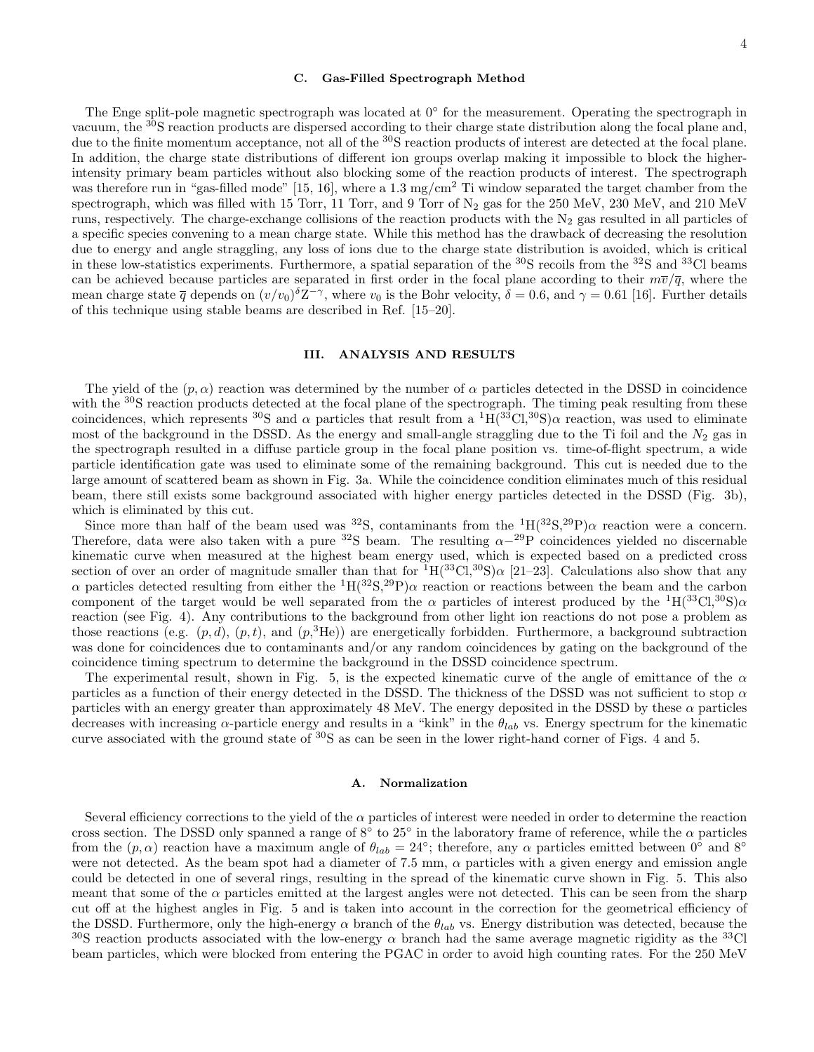### C. Gas-Filled Spectrograph Method

The Enge split-pole magnetic spectrograph was located at 0° for the measurement. Operating the spectrograph in vacuum, the $^{30}$S reaction products are dispersed according to their charge state distribution along the focal plane and, due to the finite momentum acceptance, not all of the $^{30}$S reaction products of interest are detected at the focal plane. In addition, the charge state distributions of different ion groups overlap making it impossible to block the higher-intensity primary beam particles without also blocking some of the reaction products of interest. The spectrograph was therefore run in "gas-filled mode" [15, 16], where a 1.3 mg/cm$^2$ Ti window separated the target chamber from the spectrograph, which was filled with 15 Torr, 11 Torr, and 9 Torr of $N_2$ gas for the 250 MeV, 230 MeV, and 210 MeV runs, respectively. The charge-exchange collisions of the reaction products with the $N_2$ gas resulted in all particles of a specific species convening to a mean charge state. While this method has the drawback of decreasing the resolution due to energy and angle straggling, any loss of ions due to the charge state distribution is avoided, which is critical in these low-statistics experiments. Furthermore, a spatial separation of the $^{30}$S recoils from the $^{32}$S and $^{33}$Cl beams can be achieved because particles are separated in first order in the focal plane according to their $m\overline{v}/\overline{q}$, where the mean charge state $\overline{q}$ depends on $(v/v_0)^{\delta}Z^{-\gamma}$, where $v_0$ is the Bohr velocity, $\delta = 0.6$, and $\gamma = 0.61$ [16]. Further details of this technique using stable beams are described in Ref. [15–20].

## III. ANALYSIS AND RESULTS

The yield of the $(p,\alpha)$ reaction was determined by the number of $\alpha$ particles detected in the DSSD in coincidence with the $^{30}$S reaction products detected at the focal plane of the spectrograph. The timing peak resulting from these coincidences, which represents $^{30}$S and $\alpha$ particles that result from a $^{1}$H($^{33}$Cl,$^{30}$S)$\alpha$ reaction, was used to eliminate most of the background in the DSSD. As the energy and small-angle straggling due to the Ti foil and the $N_2$ gas in the spectrograph resulted in a diffuse particle group in the focal plane position vs. time-of-flight spectrum, a wide particle identification gate was used to eliminate some of the remaining background. This cut is needed due to the large amount of scattered beam as shown in Fig. 3a. While the coincidence condition eliminates much of this residual beam, there still exists some background associated with higher energy particles detected in the DSSD (Fig. 3b), which is eliminated by this cut.

Since more than half of the beam used was $^{32}$S, contaminants from the $^{1}$H($^{32}$S,$^{29}$P)$\alpha$ reaction were a concern. Therefore, data were also taken with a pure $^{32}$S beam. The resulting $\alpha-^{29}$P coincidences yielded no discernable kinematic curve when measured at the highest beam energy used, which is expected based on a predicted cross section of over an order of magnitude smaller than that for $^{1}$H($^{33}$Cl,$^{30}$S)$\alpha$ [21–23]. Calculations also show that any $\alpha$ particles detected resulting from either the $^{1}$H($^{32}$S,$^{29}$P)$\alpha$ reaction or reactions between the beam and the carbon component of the target would be well separated from the $\alpha$ particles of interest produced by the $^{1}$H($^{33}$Cl,$^{30}$S)$\alpha$ reaction (see Fig. 4). Any contributions to the background from other light ion reactions do not pose a problem as those reactions (e.g. $(p,d)$, $(p,t)$, and $(p,^{3}\mathrm{He})$) are energetically forbidden. Furthermore, a background subtraction was done for coincidences due to contaminants and/or any random coincidences by gating on the background of the coincidence timing spectrum to determine the background in the DSSD coincidence spectrum.

The experimental result, shown in Fig. 5, is the expected kinematic curve of the angle of emittance of the $\alpha$ particles as a function of their energy detected in the DSSD. The thickness of the DSSD was not sufficient to stop $\alpha$ particles with an energy greater than approximately 48 MeV. The energy deposited in the DSSD by these $\alpha$ particles decreases with increasing $\alpha$-particle energy and results in a "kink" in the $\theta_{lab}$ vs. Energy spectrum for the kinematic curve associated with the ground state of $^{30}$S as can be seen in the lower right-hand corner of Figs. 4 and 5.

### A. Normalization

Several efficiency corrections to the yield of the $\alpha$ particles of interest were needed in order to determine the reaction cross section. The DSSD only spanned a range of 8° to 25° in the laboratory frame of reference, while the $\alpha$ particles from the $(p,\alpha)$ reaction have a maximum angle of $\theta_{lab} = 24°$; therefore, any $\alpha$ particles emitted between 0° and 8° were not detected. As the beam spot had a diameter of 7.5 mm, $\alpha$ particles with a given energy and emission angle could be detected in one of several rings, resulting in the spread of the kinematic curve shown in Fig. 5. This also meant that some of the $\alpha$ particles emitted at the largest angles were not detected. This can be seen from the sharp cut off at the highest angles in Fig. 5 and is taken into account in the correction for the geometrical efficiency of the DSSD. Furthermore, only the high-energy $\alpha$ branch of the $\theta_{lab}$ vs. Energy distribution was detected, because the $^{30}$S reaction products associated with the low-energy $\alpha$ branch had the same average magnetic rigidity as the $^{33}$Cl beam particles, which were blocked from entering the PGAC in order to avoid high counting rates. For the 250 MeV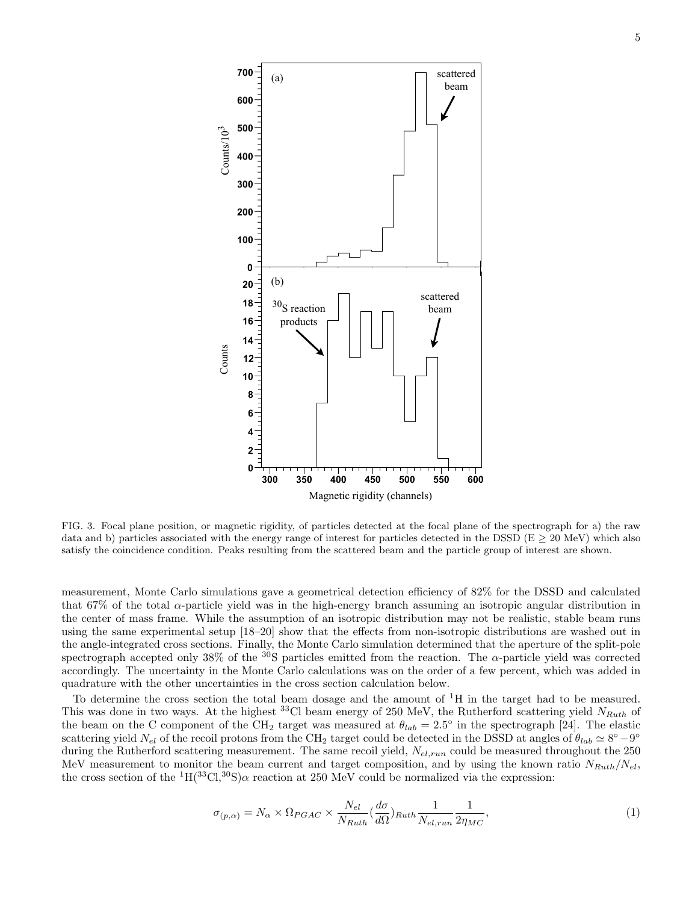FIG. 3. Focal plane position, or magnetic rigidity, of particles detected at the focal plane of the spectrograph for a) the raw data and b) particles associated with the energy range of interest for particles detected in the DSSD (E $\geq$ 20 MeV) which also satisfy the coincidence condition. Peaks resulting from the scattered beam and the particle group of interest are shown.

measurement, Monte Carlo simulations gave a geometrical detection efficiency of 82% for the DSSD and calculated that 67% of the total $\alpha$-particle yield was in the high-energy branch assuming an isotropic angular distribution in the center of mass frame. While the assumption of an isotropic distribution may not be realistic, stable beam runs using the same experimental setup [18–20] show that the effects from non-isotropic distributions are washed out in the angle-integrated cross sections. Finally, the Monte Carlo simulation determined that the aperture of the split-pole spectrograph accepted only 38% of the $^{30}$S particles emitted from the reaction. The $\alpha$-particle yield was corrected accordingly. The uncertainty in the Monte Carlo calculations was on the order of a few percent, which was added in quadrature with the other uncertainties in the cross section calculation below.

To determine the cross section the total beam dosage and the amount of $^{1}$H in the target had to be measured. This was done in two ways. At the highest $^{33}$Cl beam energy of 250 MeV, the Rutherford scattering yield $N_{Ruth}$ of the beam on the C component of the CH$_2$ target was measured at $\theta_{lab} = 2.5^{\circ}$ in the spectrograph [24]. The elastic scattering yield $N_{el}$ of the recoil protons from the CH$_2$ target could be detected in the DSSD at angles of $\theta_{lab} \simeq 8^{\circ} - 9^{\circ}$ during the Rutherford scattering measurement. The same recoil yield, $N_{el,run}$ could be measured throughout the 250 MeV measurement to monitor the beam current and target composition, and by using the known ratio $N_{Ruth}/N_{el}$, the cross section of the $^{1}$H($^{33}$Cl,$^{30}$S)$\alpha$ reaction at 250 MeV could be normalized via the expression:

$$\sigma_{(p,\alpha)} = N_{\alpha} \times \Omega_{PGAC} \times \frac{N_{el}}{N_{Ruth}} (\frac{d\sigma}{d\Omega})_{Ruth} \frac{1}{N_{el,run}} \frac{1}{2\eta_{MC}}, \tag{1}$$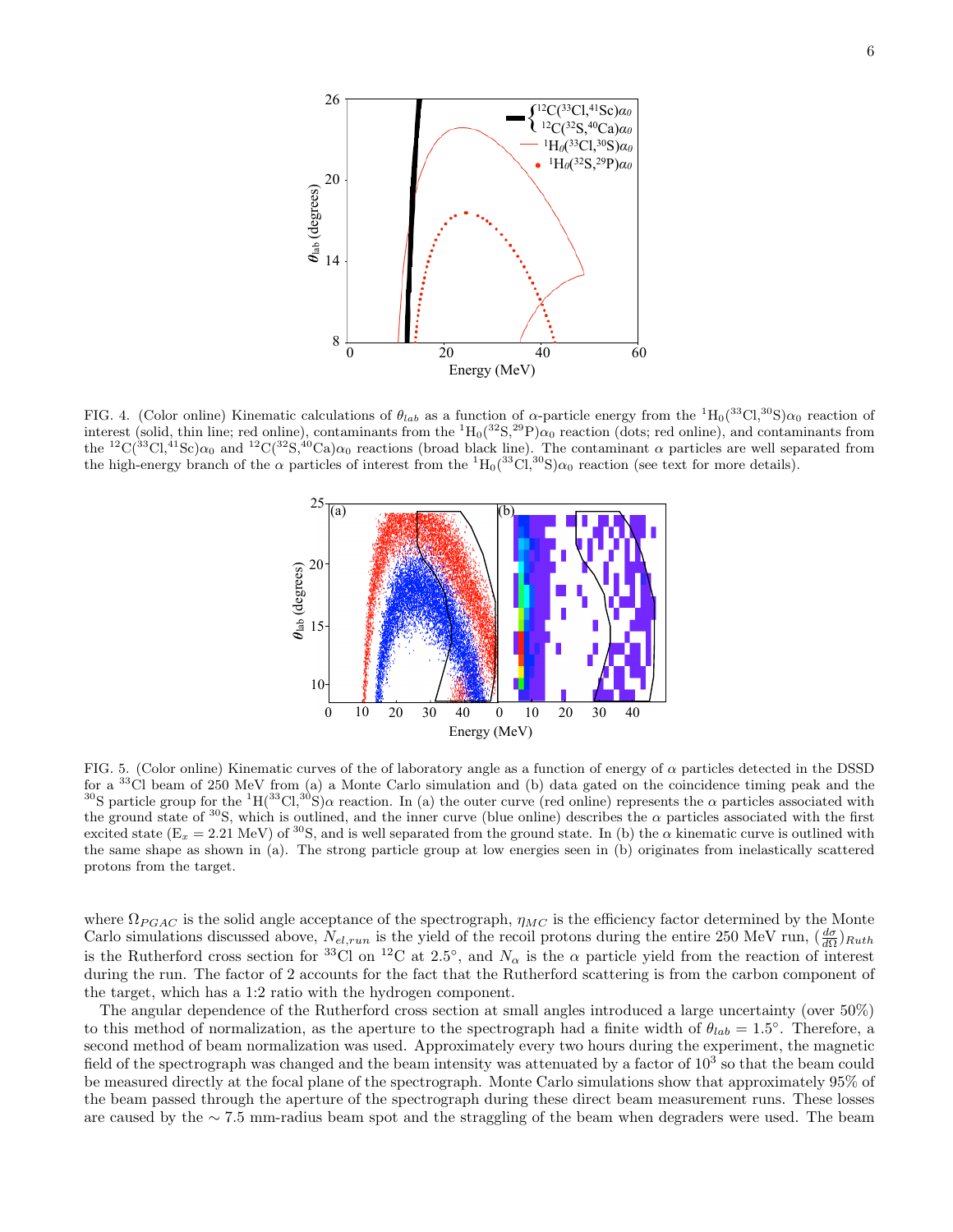FIG. 4. (Color online) Kinematic calculations of $\theta_{lab}$ as a function of $\alpha$-particle energy from the $^{1}H_{0}(^{33}Cl,^{30}S)\alpha_0$ reaction of interest (solid, thin line; red online), contaminants from the $^{1}H_{0}(^{32}S,^{29}P)\alpha_0$ reaction (dots; red online), and contaminants from the $^{12}C(^{33}Cl,^{41}Sc)\alpha_0$ and $^{12}C(^{32}S,^{40}Ca)\alpha_0$ reactions (broad black line). The contaminant $\alpha$ particles are well separated from the high-energy branch of the $\alpha$ particles of interest from the $^{1}H_{0}(^{33}Cl,^{30}S)\alpha_0$ reaction (see text for more details).

FIG. 5. (Color online) Kinematic curves of the of laboratory angle as a function of energy of $\alpha$ particles detected in the DSSD for a $^{33}$Cl beam of 250 MeV from (a) a Monte Carlo simulation and (b) data gated on the coincidence timing peak and the $^{30}$S particle group for the $^{1}H(^{33}Cl,^{30}S)\alpha$ reaction. In (a) the outer curve (red online) represents the $\alpha$ particles associated with the ground state of $^{30}$S, which is outlined, and the inner curve (blue online) describes the $\alpha$ particles associated with the first excited state ($E_x$ = 2.21 MeV) of $^{30}$S, and is well separated from the ground state. In (b) the $\alpha$ kinematic curve is outlined with the same shape as shown in (a). The strong particle group at low energies seen in (b) originates from inelastically scattered protons from the target.

where $\Omega_{PGAC}$ is the solid angle acceptance of the spectrograph, $\eta_{MC}$ is the efficiency factor determined by the Monte Carlo simulations discussed above, $N_{el,run}$ is the yield of the recoil protons during the entire 250 MeV run, $(\frac{d\sigma}{d\Omega})_{Ruth}$ is the Rutherford cross section for $^{33}$Cl on $^{12}$C at 2.5°, and $N_{\alpha}$ is the $\alpha$ particle yield from the reaction of interest during the run. The factor of 2 accounts for the fact that the Rutherford scattering is from the carbon component of the target, which has a 1:2 ratio with the hydrogen component.

The angular dependence of the Rutherford cross section at small angles introduced a large uncertainty (over 50%) to this method of normalization, as the aperture to the spectrograph had a finite width of $\theta_{lab}$ = 1.5°. Therefore, a second method of beam normalization was used. Approximately every two hours during the experiment, the magnetic field of the spectrograph was changed and the beam intensity was attenuated by a factor of $10^3$ so that the beam could be measured directly at the focal plane of the spectrograph. Monte Carlo simulations show that approximately 95% of the beam passed through the aperture of the spectrograph during these direct beam measurement runs. These losses are caused by the ∼ 7.5 mm-radius beam spot and the straggling of the beam when degraders were used. The beam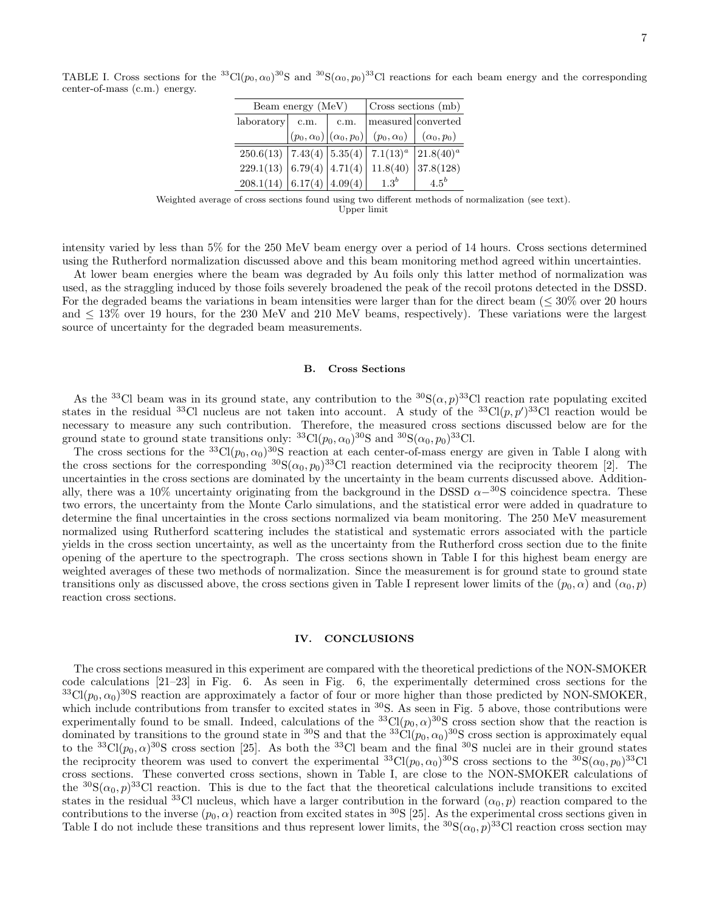TABLE I. Cross sections for the $^{33}$Cl$(p_0, \alpha_0)^{30}$S and $^{30}$S$(\alpha_0, p_0)^{33}$Cl reactions for each beam energy and the corresponding center-of-mass (c.m.) energy.

| Beam energy (MeV) | | | Cross sections (mb) | |
|---|---|---|---|---|
| laboratory | c.m. | c.m. | measured | converted |
| | $(p_0, \alpha_0)$ | $(\alpha_0, p_0)$ | $(p_0, \alpha_0)$ | $(\alpha_0, p_0)$ |
| 250.6(13) | 7.43(4) | 5.35(4) | 7.1(13)[a] | 21.8(40)[a] |
| 229.1(13) | 6.79(4) | 4.71(4) | 11.8(40) | 37.8(128) |
| 208.1(14) | 6.17(4) | 4.09(4) | 1.3[b] | 4.5[b] |

[a] Weighted average of cross sections found using two different methods of normalization (see text).
[b] Upper limit

intensity varied by less than 5% for the 250 MeV beam energy over a period of 14 hours. Cross sections determined using the Rutherford normalization discussed above and this beam monitoring method agreed within uncertainties.

At lower beam energies where the beam was degraded by Au foils only this latter method of normalization was used, as the straggling induced by those foils severely broadened the peak of the recoil protons detected in the DSSD. For the degraded beams the variations in beam intensities were larger than for the direct beam ($\leq 30\%$ over 20 hours and $\leq 13\%$ over 19 hours, for the 230 MeV and 210 MeV beams, respectively). These variations were the largest source of uncertainty for the degraded beam measurements.

### B. Cross Sections

As the $^{33}$Cl beam was in its ground state, any contribution to the $^{30}$S$(\alpha, p)^{33}$Cl reaction rate populating excited states in the residual $^{33}$Cl nucleus are not taken into account. A study of the $^{33}$Cl$(p, p')^{33}$Cl reaction would be necessary to measure any such contribution. Therefore, the measured cross sections discussed below are for the ground state to ground state transitions only: $^{33}$Cl$(p_0, \alpha_0)^{30}$S and $^{30}$S$(\alpha_0, p_0)^{33}$Cl.

The cross sections for the $^{33}$Cl$(p_0, \alpha_0)^{30}$S reaction at each center-of-mass energy are given in Table I along with the cross sections for the corresponding $^{30}$S$(\alpha_0, p_0)^{33}$Cl reaction determined via the reciprocity theorem [2]. The uncertainties in the cross sections are dominated by the uncertainty in the beam currents discussed above. Additionally, there was a 10% uncertainty originating from the background in the DSSD $\alpha-^{30}$S coincidence spectra. These two errors, the uncertainty from the Monte Carlo simulations, and the statistical error were added in quadrature to determine the final uncertainties in the cross sections normalized via beam monitoring. The 250 MeV measurement normalized using Rutherford scattering includes the statistical and systematic errors associated with the particle yields in the cross section uncertainty, as well as the uncertainty from the Rutherford cross section due to the finite opening of the aperture to the spectrograph. The cross sections shown in Table I for this highest beam energy are weighted averages of these two methods of normalization. Since the measurement is for ground state to ground state transitions only as discussed above, the cross sections given in Table I represent lower limits of the $(p_0, \alpha)$ and $(\alpha_0, p)$ reaction cross sections.

## IV. CONCLUSIONS

The cross sections measured in this experiment are compared with the theoretical predictions of the NON-SMOKER code calculations [21–23] in Fig. 6. As seen in Fig. 6, the experimentally determined cross sections for the $^{33}$Cl$(p_0, \alpha_0)^{30}$S reaction are approximately a factor of four or more higher than those predicted by NON-SMOKER, which include contributions from transfer to excited states in $^{30}$S. As seen in Fig. 5 above, those contributions were experimentally found to be small. Indeed, calculations of the $^{33}$Cl$(p_0, \alpha)^{30}$S cross section show that the reaction is dominated by transitions to the ground state in $^{30}$S and that the $^{33}$Cl$(p_0, \alpha_0)^{30}$S cross section is approximately equal to the $^{33}$Cl$(p_0, \alpha)^{30}$S cross section [25]. As both the $^{33}$Cl beam and the final $^{30}$S nuclei are in their ground states the reciprocity theorem was used to convert the experimental $^{33}$Cl$(p_0, \alpha_0)^{30}$S cross sections to the $^{30}$S$(\alpha_0, p_0)^{33}$Cl cross sections. These converted cross sections, shown in Table I, are close to the NON-SMOKER calculations of the $^{30}$S$(\alpha_0, p)^{33}$Cl reaction. This is due to the fact that the theoretical calculations include transitions to excited states in the residual $^{33}$Cl nucleus, which have a larger contribution in the forward $(\alpha_0, p)$ reaction compared to the contributions to the inverse $(p_0, \alpha)$ reaction from excited states in $^{30}$S [25]. As the experimental cross sections given in Table I do not include these transitions and thus represent lower limits, the $^{30}$S$(\alpha_0, p)^{33}$Cl reaction cross section may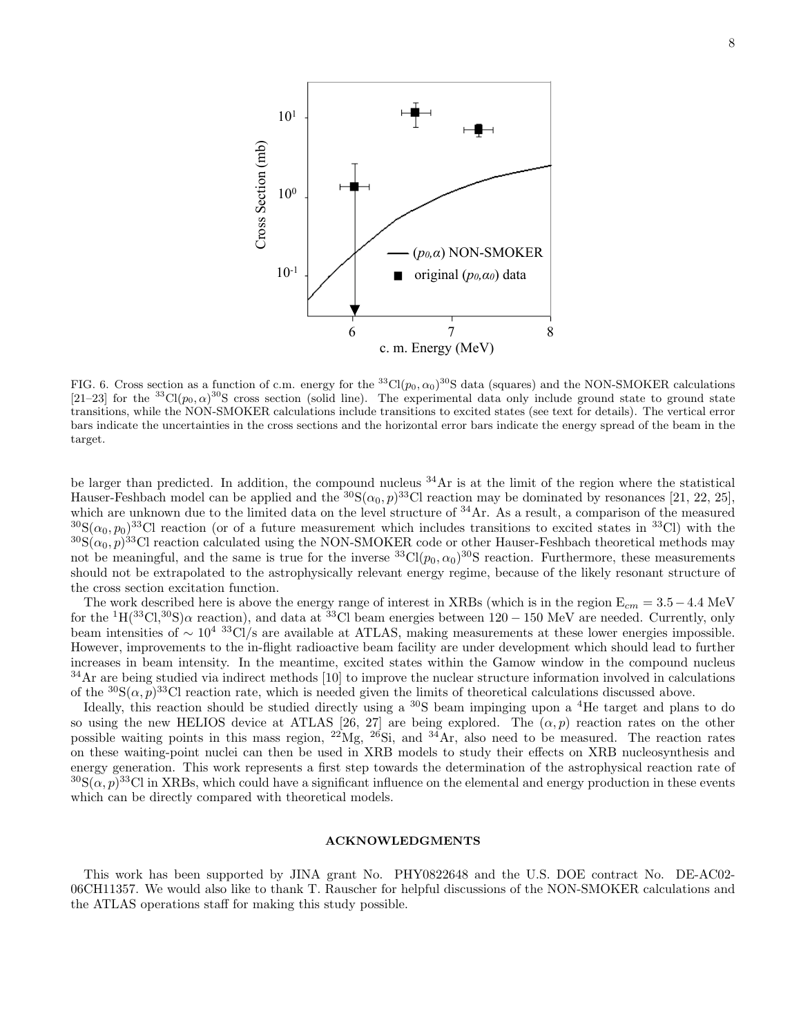FIG. 6. Cross section as a function of c.m. energy for the $^{33}$Cl$(p_0, \alpha_0)^{30}$S data (squares) and the NON-SMOKER calculations [21–23] for the $^{33}$Cl$(p_0, \alpha)^{30}$S cross section (solid line). The experimental data only include ground state to ground state transitions, while the NON-SMOKER calculations include transitions to excited states (see text for details). The vertical error bars indicate the uncertainties in the cross sections and the horizontal error bars indicate the energy spread of the beam in the target.

be larger than predicted. In addition, the compound nucleus $^{34}$Ar is at the limit of the region where the statistical Hauser-Feshbach model can be applied and the $^{30}$S$(\alpha_0, p)^{33}$Cl reaction may be dominated by resonances [21, 22, 25], which are unknown due to the limited data on the level structure of $^{34}$Ar. As a result, a comparison of the measured $^{30}$S$(\alpha_0, p_0)^{33}$Cl reaction (or of a future measurement which includes transitions to excited states in $^{33}$Cl) with the $^{30}$S$(\alpha_0, p)^{33}$Cl reaction calculated using the NON-SMOKER code or other Hauser-Feshbach theoretical methods may not be meaningful, and the same is true for the inverse $^{33}$Cl$(p_0, \alpha_0)^{30}$S reaction. Furthermore, these measurements should not be extrapolated to the astrophysically relevant energy regime, because of the likely resonant structure of the cross section excitation function.

The work described here is above the energy range of interest in XRBs (which is in the region $E_{cm} = 3.5 - 4.4$ MeV for the $^{1}$H($^{33}$Cl,$^{30}$S)$\alpha$ reaction), and data at $^{33}$Cl beam energies between $120 - 150$ MeV are needed. Currently, only beam intensities of $\sim 10^4$ $^{33}$Cl/s are available at ATLAS, making measurements at these lower energies impossible. However, improvements to the in-flight radioactive beam facility are under development which should lead to further increases in beam intensity. In the meantime, excited states within the Gamow window in the compound nucleus $^{34}$Ar are being studied via indirect methods [10] to improve the nuclear structure information involved in calculations of the $^{30}$S$(\alpha, p)^{33}$Cl reaction rate, which is needed given the limits of theoretical calculations discussed above.

Ideally, this reaction should be studied directly using a $^{30}$S beam impinging upon a $^{4}$He target and plans to do so using the new HELIOS device at ATLAS [26, 27] are being explored. The $(\alpha, p)$ reaction rates on the other possible waiting points in this mass region, $^{22}$Mg, $^{26}$Si, and $^{34}$Ar, also need to be measured. The reaction rates on these waiting-point nuclei can then be used in XRB models to study their effects on XRB nucleosynthesis and energy generation. This work represents a first step towards the determination of the astrophysical reaction rate of $^{30}$S$(\alpha, p)^{33}$Cl in XRBs, which could have a significant influence on the elemental and energy production in these events which can be directly compared with theoretical models.

## ACKNOWLEDGMENTS

This work has been supported by JINA grant No. PHY0822648 and the U.S. DOE contract No. DE-AC02-06CH11357. We would also like to thank T. Rauscher for helpful discussions of the NON-SMOKER calculations and the ATLAS operations staff for making this study possible.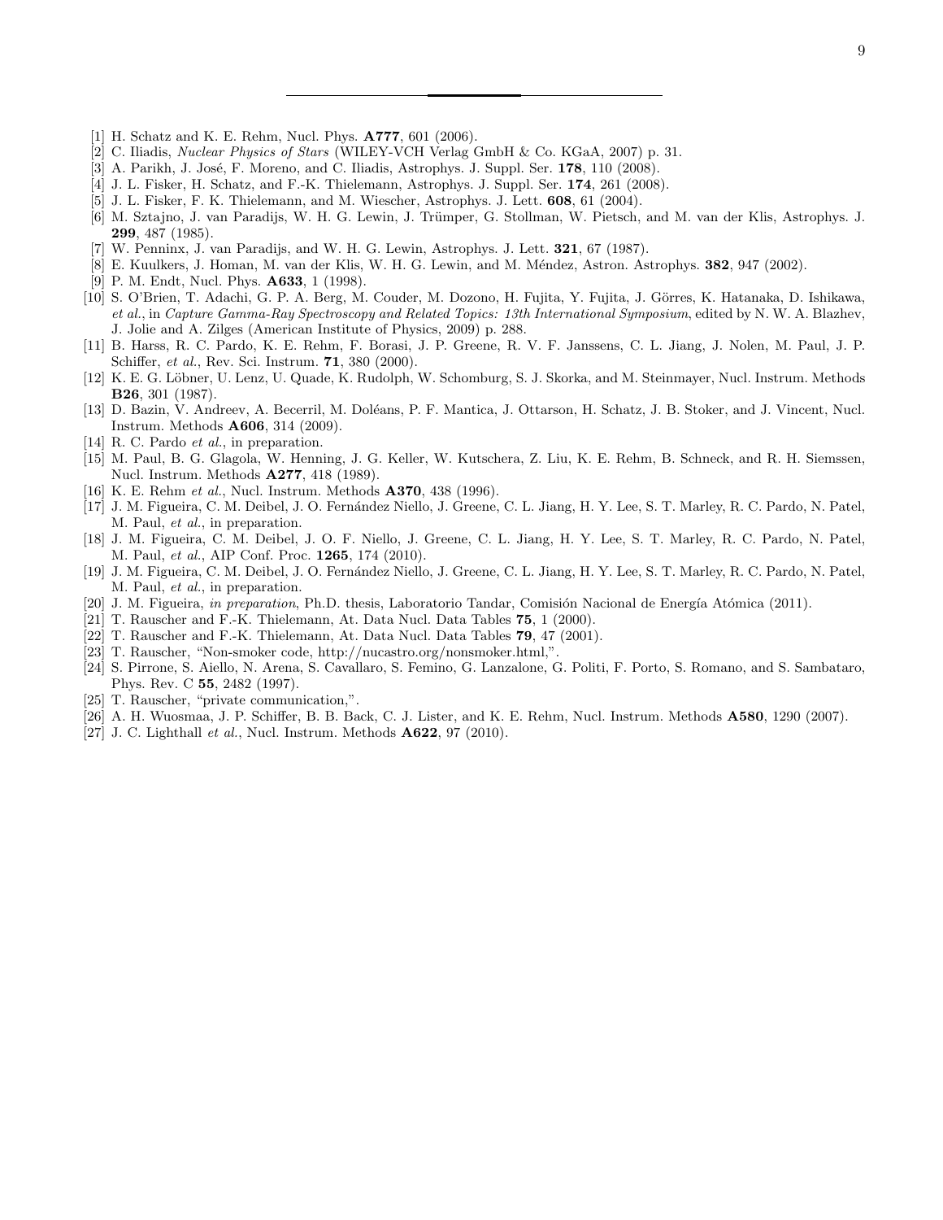[1] H. Schatz and K. E. Rehm, Nucl. Phys. **A777**, 601 (2006).
[2] C. Iliadis, *Nuclear Physics of Stars* (WILEY-VCH Verlag GmbH & Co. KGaA, 2007) p. 31.
[3] A. Parikh, J. José, F. Moreno, and C. Iliadis, Astrophys. J. Suppl. Ser. **178**, 110 (2008).
[4] J. L. Fisker, H. Schatz, and F.-K. Thielemann, Astrophys. J. Suppl. Ser. **174**, 261 (2008).
[5] J. L. Fisker, F. K. Thielemann, and M. Wiescher, Astrophys. J. Lett. **608**, 61 (2004).
[6] M. Sztajno, J. van Paradijs, W. H. G. Lewin, J. Trümper, G. Stollman, W. Pietsch, and M. van der Klis, Astrophys. J. **299**, 487 (1985).
[7] W. Penninx, J. van Paradijs, and W. H. G. Lewin, Astrophys. J. Lett. **321**, 67 (1987).
[8] E. Kuulkers, J. Homan, M. van der Klis, W. H. G. Lewin, and M. Méndez, Astron. Astrophys. **382**, 947 (2002).
[9] P. M. Endt, Nucl. Phys. **A633**, 1 (1998).
[10] S. O'Brien, T. Adachi, G. P. A. Berg, M. Couder, M. Dozono, H. Fujita, Y. Fujita, J. Görres, K. Hatanaka, D. Ishikawa, *et al.*, in *Capture Gamma-Ray Spectroscopy and Related Topics: 13th International Symposium*, edited by N. W. A. Blazhev, J. Jolie and A. Zilges (American Institute of Physics, 2009) p. 288.
[11] B. Harss, R. C. Pardo, K. E. Rehm, F. Borasi, J. P. Greene, R. V. F. Janssens, C. L. Jiang, J. Nolen, M. Paul, J. P. Schiffer, *et al.*, Rev. Sci. Instrum. **71**, 380 (2000).
[12] K. E. G. Löbner, U. Lenz, U. Quade, K. Rudolph, W. Schomburg, S. J. Skorka, and M. Steinmayer, Nucl. Instrum. Methods **B26**, 301 (1987).
[13] D. Bazin, V. Andreev, A. Becerril, M. Doléans, P. F. Mantica, J. Ottarson, H. Schatz, J. B. Stoker, and J. Vincent, Nucl. Instrum. Methods **A606**, 314 (2009).
[14] R. C. Pardo *et al.*, in preparation.
[15] M. Paul, B. G. Glagola, W. Henning, J. G. Keller, W. Kutschera, Z. Liu, K. E. Rehm, B. Schneck, and R. H. Siemssen, Nucl. Instrum. Methods **A277**, 418 (1989).
[16] K. E. Rehm *et al.*, Nucl. Instrum. Methods **A370**, 438 (1996).
[17] J. M. Figueira, C. M. Deibel, J. O. Fernández Niello, J. Greene, C. L. Jiang, H. Y. Lee, S. T. Marley, R. C. Pardo, N. Patel, M. Paul, *et al.*, in preparation.
[18] J. M. Figueira, C. M. Deibel, J. O. F. Niello, J. Greene, C. L. Jiang, H. Y. Lee, S. T. Marley, R. C. Pardo, N. Patel, M. Paul, *et al.*, AIP Conf. Proc. **1265**, 174 (2010).
[19] J. M. Figueira, C. M. Deibel, J. O. Fernández Niello, J. Greene, C. L. Jiang, H. Y. Lee, S. T. Marley, R. C. Pardo, N. Patel, M. Paul, *et al.*, in preparation.
[20] J. M. Figueira, *in preparation*, Ph.D. thesis, Laboratorio Tandar, Comisión Nacional de Energía Atómica (2011).
[21] T. Rauscher and F.-K. Thielemann, At. Data Nucl. Data Tables **75**, 1 (2000).
[22] T. Rauscher and F.-K. Thielemann, At. Data Nucl. Data Tables **79**, 47 (2001).
[23] T. Rauscher, "Non-smoker code, http://nucastro.org/nonsmoker.html,".
[24] S. Pirrone, S. Aiello, N. Arena, S. Cavallaro, S. Femino, G. Lanzalone, G. Politi, F. Porto, S. Romano, and S. Sambataro, Phys. Rev. C **55**, 2482 (1997).
[25] T. Rauscher, "private communication,".
[26] A. H. Wuosmaa, J. P. Schiffer, B. B. Back, C. J. Lister, and K. E. Rehm, Nucl. Instrum. Methods **A580**, 1290 (2007).
[27] J. C. Lighthall *et al.*, Nucl. Instrum. Methods **A622**, 97 (2010).